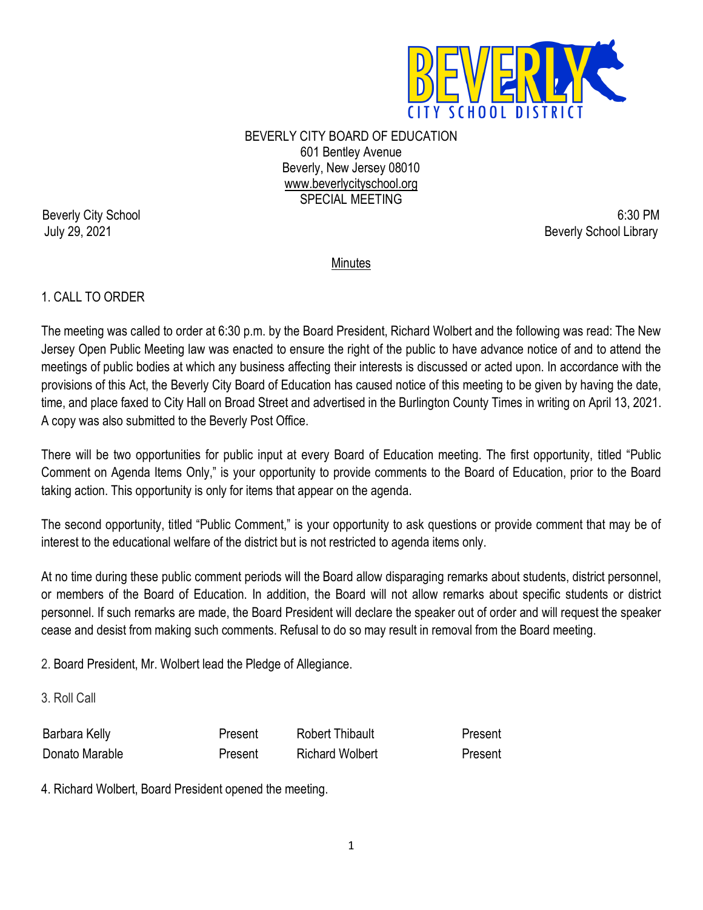BEVERLY CITY BOARD OF EDUCATION
601 Bentley Avenue
Beverly, New Jersey 08010
www.beverlycityschool.org
SPECIAL MEETING

Beverly City School — 6:30 PM
July 29, 2021 — Beverly School Library

Minutes

1. CALL TO ORDER

The meeting was called to order at 6:30 p.m. by the Board President, Richard Wolbert and the following was read: The New Jersey Open Public Meeting law was enacted to ensure the right of the public to have advance notice of and to attend the meetings of public bodies at which any business affecting their interests is discussed or acted upon. In accordance with the provisions of this Act, the Beverly City Board of Education has caused notice of this meeting to be given by having the date, time, and place faxed to City Hall on Broad Street and advertised in the Burlington County Times in writing on April 13, 2021. A copy was also submitted to the Beverly Post Office.

There will be two opportunities for public input at every Board of Education meeting. The first opportunity, titled "Public Comment on Agenda Items Only," is your opportunity to provide comments to the Board of Education, prior to the Board taking action. This opportunity is only for items that appear on the agenda.

The second opportunity, titled "Public Comment," is your opportunity to ask questions or provide comment that may be of interest to the educational welfare of the district but is not restricted to agenda items only.

At no time during these public comment periods will the Board allow disparaging remarks about students, district personnel, or members of the Board of Education. In addition, the Board will not allow remarks about specific students or district personnel. If such remarks are made, the Board President will declare the speaker out of order and will request the speaker cease and desist from making such comments. Refusal to do so may result in removal from the Board meeting.

2. Board President, Mr. Wolbert lead the Pledge of Allegiance.

3. Roll Call

| | | | |
|---|---|---|---|
| Barbara Kelly | Present | Robert Thibault | Present |
| Donato Marable | Present | Richard Wolbert | Present |

4. Richard Wolbert, Board President opened the meeting.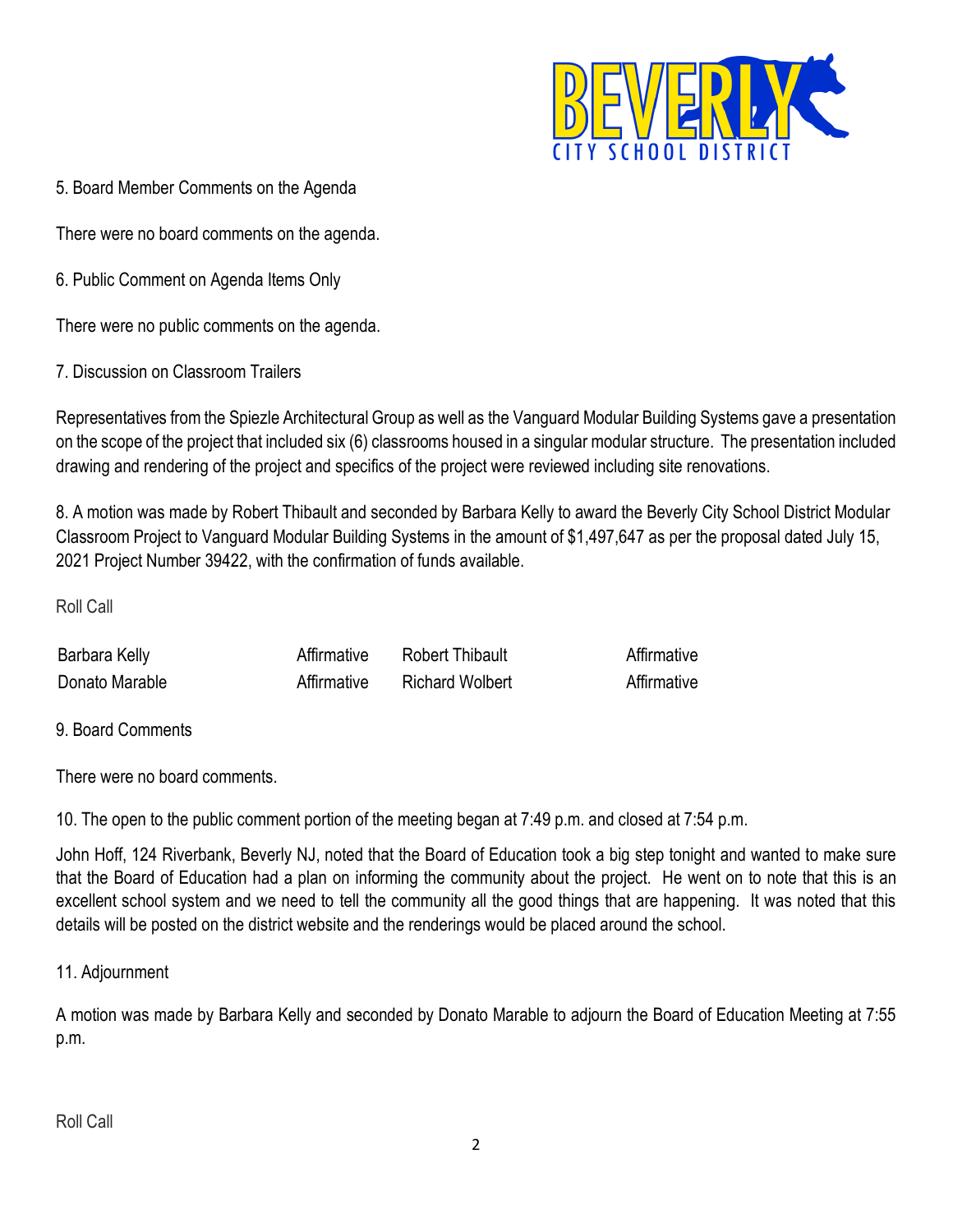5. Board Member Comments on the Agenda

There were no board comments on the agenda.

6. Public Comment on Agenda Items Only

There were no public comments on the agenda.

7. Discussion on Classroom Trailers

Representatives from the Spiezle Architectural Group as well as the Vanguard Modular Building Systems gave a presentation on the scope of the project that included six (6) classrooms housed in a singular modular structure. The presentation included drawing and rendering of the project and specifics of the project were reviewed including site renovations.

8. A motion was made by Robert Thibault and seconded by Barbara Kelly to award the Beverly City School District Modular Classroom Project to Vanguard Modular Building Systems in the amount of $1,497,647 as per the proposal dated July 15, 2021 Project Number 39422, with the confirmation of funds available.

Roll Call

| | | | |
|---|---|---|---|
| Barbara Kelly | Affirmative | Robert Thibault | Affirmative |
| Donato Marable | Affirmative | Richard Wolbert | Affirmative |

9. Board Comments

There were no board comments.

10. The open to the public comment portion of the meeting began at 7:49 p.m. and closed at 7:54 p.m.

John Hoff, 124 Riverbank, Beverly NJ, noted that the Board of Education took a big step tonight and wanted to make sure that the Board of Education had a plan on informing the community about the project. He went on to note that this is an excellent school system and we need to tell the community all the good things that are happening. It was noted that this details will be posted on the district website and the renderings would be placed around the school.

11. Adjournment

A motion was made by Barbara Kelly and seconded by Donato Marable to adjourn the Board of Education Meeting at 7:55 p.m.

Roll Call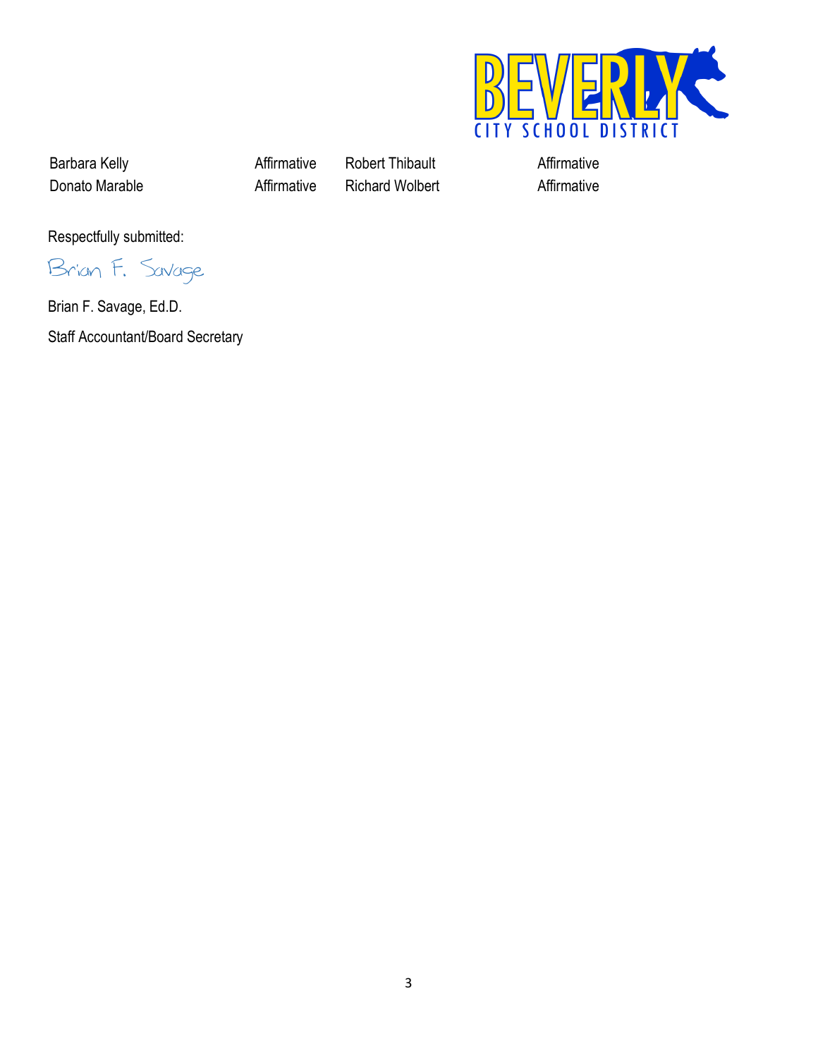| | | | |
|---|---|---|---|
| Barbara Kelly | Affirmative | Robert Thibault | Affirmative |
| Donato Marable | Affirmative | Richard Wolbert | Affirmative |

Respectfully submitted:

Brian F. Savage

Brian F. Savage, Ed.D.

Staff Accountant/Board Secretary